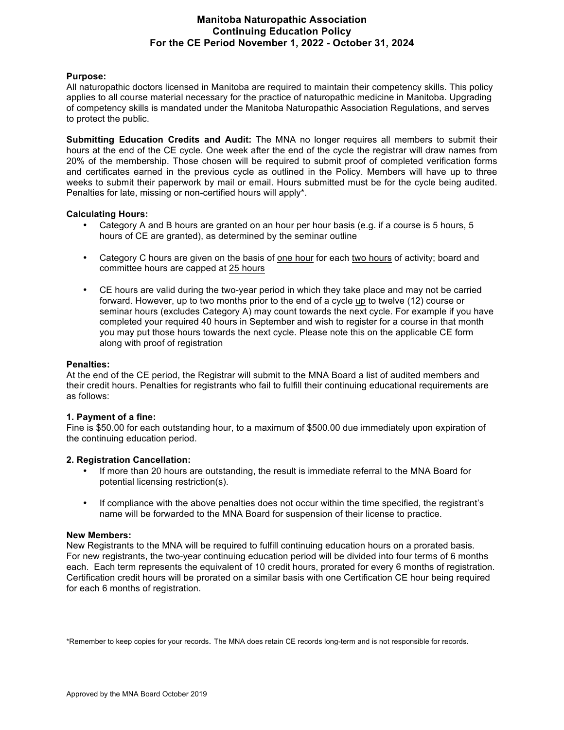# Manitoba Naturopathic Association
## Continuing Education Policy
## For the CE Period November 1, 2022 - October 31, 2024

**Purpose:**
All naturopathic doctors licensed in Manitoba are required to maintain their competency skills. This policy applies to all course material necessary for the practice of naturopathic medicine in Manitoba. Upgrading of competency skills is mandated under the Manitoba Naturopathic Association Regulations, and serves to protect the public.

**Submitting Education Credits and Audit:** The MNA no longer requires all members to submit their hours at the end of the CE cycle. One week after the end of the cycle the registrar will draw names from 20% of the membership. Those chosen will be required to submit proof of completed verification forms and certificates earned in the previous cycle as outlined in the Policy. Members will have up to three weeks to submit their paperwork by mail or email. Hours submitted must be for the cycle being audited. Penalties for late, missing or non-certified hours will apply*.

**Calculating Hours:**

- Category A and B hours are granted on an hour per hour basis (e.g. if a course is 5 hours, 5 hours of CE are granted), as determined by the seminar outline
- Category C hours are given on the basis of one hour for each two hours of activity; board and committee hours are capped at 25 hours
- CE hours are valid during the two-year period in which they take place and may not be carried forward. However, up to two months prior to the end of a cycle up to twelve (12) course or seminar hours (excludes Category A) may count towards the next cycle. For example if you have completed your required 40 hours in September and wish to register for a course in that month you may put those hours towards the next cycle. Please note this on the applicable CE form along with proof of registration

**Penalties:**
At the end of the CE period, the Registrar will submit to the MNA Board a list of audited members and their credit hours. Penalties for registrants who fail to fulfill their continuing educational requirements are as follows:

**1. Payment of a fine:**
Fine is $50.00 for each outstanding hour, to a maximum of $500.00 due immediately upon expiration of the continuing education period.

**2. Registration Cancellation:**

- If more than 20 hours are outstanding, the result is immediate referral to the MNA Board for potential licensing restriction(s).
- If compliance with the above penalties does not occur within the time specified, the registrant's name will be forwarded to the MNA Board for suspension of their license to practice.

**New Members:**
New Registrants to the MNA will be required to fulfill continuing education hours on a prorated basis. For new registrants, the two-year continuing education period will be divided into four terms of 6 months each. Each term represents the equivalent of 10 credit hours, prorated for every 6 months of registration. Certification credit hours will be prorated on a similar basis with one Certification CE hour being required for each 6 months of registration.

*Remember to keep copies for your records. The MNA does retain CE records long-term and is not responsible for records.

Approved by the MNA Board October 2019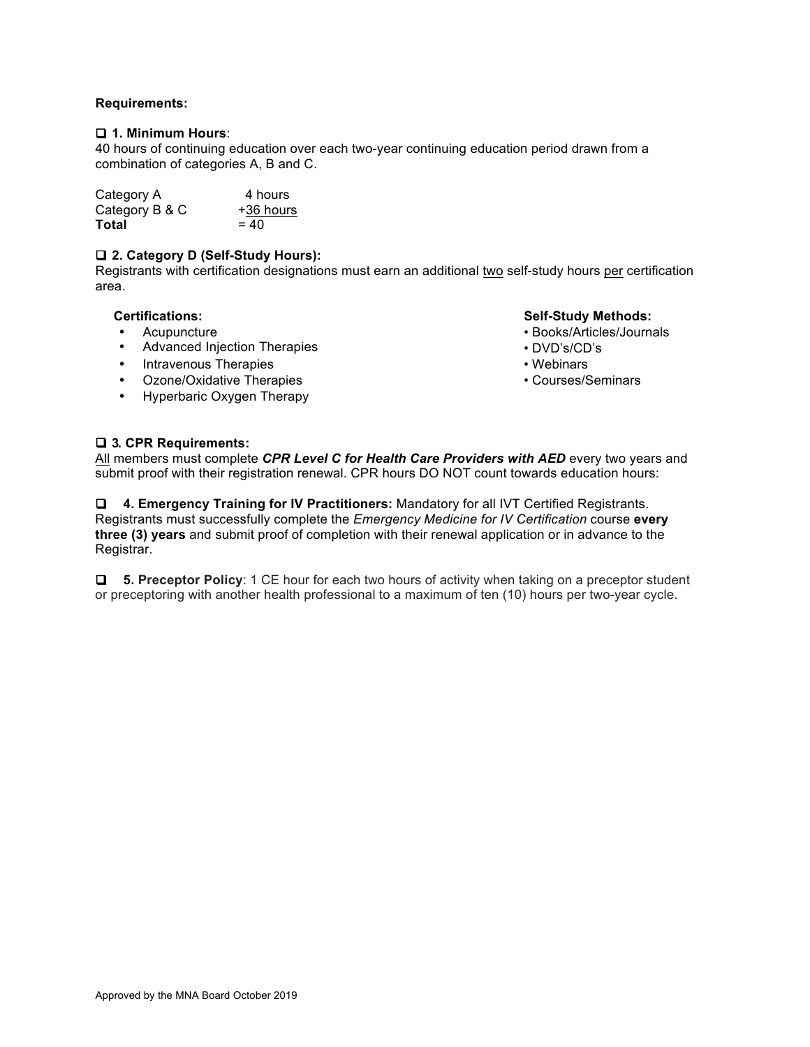**Requirements:**

☐ **1. Minimum Hours**:
40 hours of continuing education over each two-year continuing education period drawn from a combination of categories A, B and C.

| | |
|---|---|
| Category A | 4 hours |
| Category B & C | +36 hours |
| **Total** | = 40 |

☐ **2. Category D (Self-Study Hours):**
Registrants with certification designations must earn an additional two self-study hours per certification area.

**Certifications:**

- Acupuncture
- Advanced Injection Therapies
- Intravenous Therapies
- Ozone/Oxidative Therapies
- Hyperbaric Oxygen Therapy

**Self-Study Methods:**

- Books/Articles/Journals
- DVD's/CD's
- Webinars
- Courses/Seminars

☐ **3. CPR Requirements:**
All members must complete ***CPR Level C for Health Care Providers with AED*** every two years and submit proof with their registration renewal. CPR hours DO NOT count towards education hours:

☐ **4. Emergency Training for IV Practitioners:** Mandatory for all IVT Certified Registrants. Registrants must successfully complete the *Emergency Medicine for IV Certification* course **every three (3) years** and submit proof of completion with their renewal application or in advance to the Registrar.

☐ **5. Preceptor Policy**: 1 CE hour for each two hours of activity when taking on a preceptor student or preceptoring with another health professional to a maximum of ten (10) hours per two-year cycle.

Approved by the MNA Board October 2019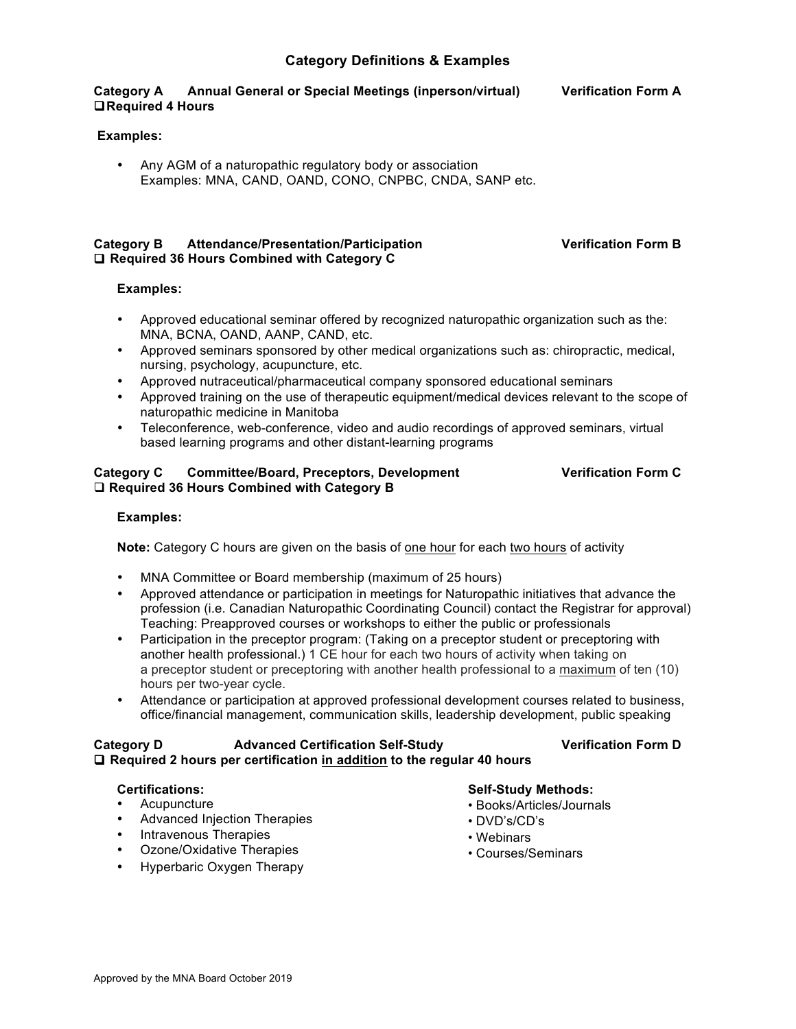# Category Definitions & Examples

### Category A Annual General or Special Meetings (inperson/virtual) Verification Form A

❑ **Required 4 Hours**

**Examples:**

- Any AGM of a naturopathic regulatory body or association
  Examples: MNA, CAND, OAND, CONO, CNPBC, CNDA, SANP etc.

### Category B Attendance/Presentation/Participation Verification Form B

❑ **Required 36 Hours Combined with Category C**

**Examples:**

- Approved educational seminar offered by recognized naturopathic organization such as the: MNA, BCNA, OAND, AANP, CAND, etc.
- Approved seminars sponsored by other medical organizations such as: chiropractic, medical, nursing, psychology, acupuncture, etc.
- Approved nutraceutical/pharmaceutical company sponsored educational seminars
- Approved training on the use of therapeutic equipment/medical devices relevant to the scope of naturopathic medicine in Manitoba
- Teleconference, web-conference, video and audio recordings of approved seminars, virtual based learning programs and other distant-learning programs

### Category C Committee/Board, Preceptors, Development Verification Form C

❑ **Required 36 Hours Combined with Category B**

**Examples:**

**Note:** Category C hours are given on the basis of <u>one hour</u> for each <u>two hours</u> of activity

- MNA Committee or Board membership (maximum of 25 hours)
- Approved attendance or participation in meetings for Naturopathic initiatives that advance the profession (i.e. Canadian Naturopathic Coordinating Council) contact the Registrar for approval) Teaching: Preapproved courses or workshops to either the public or professionals
- Participation in the preceptor program: (Taking on a preceptor student or preceptoring with another health professional.) 1 CE hour for each two hours of activity when taking on a preceptor student or preceptoring with another health professional to a <u>maximum</u> of ten (10) hours per two-year cycle.
- Attendance or participation at approved professional development courses related to business, office/financial management, communication skills, leadership development, public speaking

### Category D Advanced Certification Self-Study Verification Form D

❑ **Required 2 hours per certification <u>in addition</u> to the regular 40 hours**

**Certifications:**

- Acupuncture
- Advanced Injection Therapies
- Intravenous Therapies
- Ozone/Oxidative Therapies
- Hyperbaric Oxygen Therapy

**Self-Study Methods:**

- Books/Articles/Journals
- DVD's/CD's
- Webinars
- Courses/Seminars

Approved by the MNA Board October 2019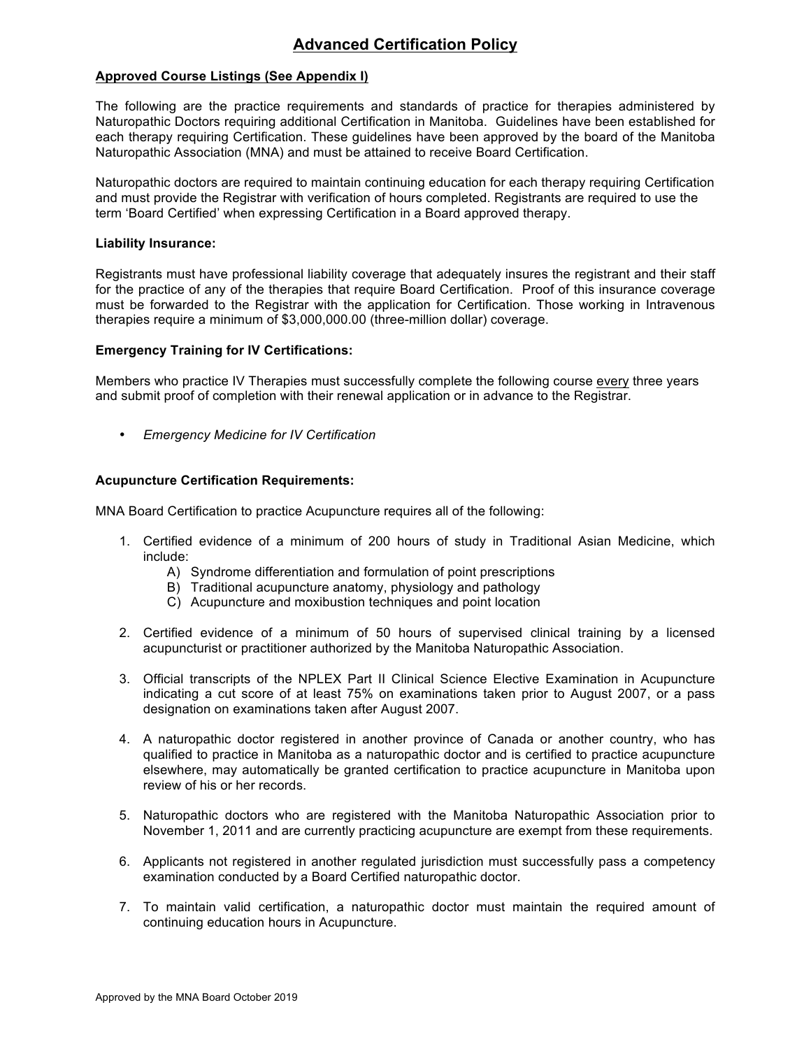# Advanced Certification Policy

**Approved Course Listings (See Appendix I)**

The following are the practice requirements and standards of practice for therapies administered by Naturopathic Doctors requiring additional Certification in Manitoba. Guidelines have been established for each therapy requiring Certification. These guidelines have been approved by the board of the Manitoba Naturopathic Association (MNA) and must be attained to receive Board Certification.

Naturopathic doctors are required to maintain continuing education for each therapy requiring Certification and must provide the Registrar with verification of hours completed. Registrants are required to use the term 'Board Certified' when expressing Certification in a Board approved therapy.

**Liability Insurance:**

Registrants must have professional liability coverage that adequately insures the registrant and their staff for the practice of any of the therapies that require Board Certification. Proof of this insurance coverage must be forwarded to the Registrar with the application for Certification. Those working in Intravenous therapies require a minimum of $3,000,000.00 (three-million dollar) coverage.

**Emergency Training for IV Certifications:**

Members who practice IV Therapies must successfully complete the following course every three years and submit proof of completion with their renewal application or in advance to the Registrar.

- *Emergency Medicine for IV Certification*

**Acupuncture Certification Requirements:**

MNA Board Certification to practice Acupuncture requires all of the following:

1. Certified evidence of a minimum of 200 hours of study in Traditional Asian Medicine, which include:
   A) Syndrome differentiation and formulation of point prescriptions
   B) Traditional acupuncture anatomy, physiology and pathology
   C) Acupuncture and moxibustion techniques and point location
2. Certified evidence of a minimum of 50 hours of supervised clinical training by a licensed acupuncturist or practitioner authorized by the Manitoba Naturopathic Association.
3. Official transcripts of the NPLEX Part II Clinical Science Elective Examination in Acupuncture indicating a cut score of at least 75% on examinations taken prior to August 2007, or a pass designation on examinations taken after August 2007.
4. A naturopathic doctor registered in another province of Canada or another country, who has qualified to practice in Manitoba as a naturopathic doctor and is certified to practice acupuncture elsewhere, may automatically be granted certification to practice acupuncture in Manitoba upon review of his or her records.
5. Naturopathic doctors who are registered with the Manitoba Naturopathic Association prior to November 1, 2011 and are currently practicing acupuncture are exempt from these requirements.
6. Applicants not registered in another regulated jurisdiction must successfully pass a competency examination conducted by a Board Certified naturopathic doctor.
7. To maintain valid certification, a naturopathic doctor must maintain the required amount of continuing education hours in Acupuncture.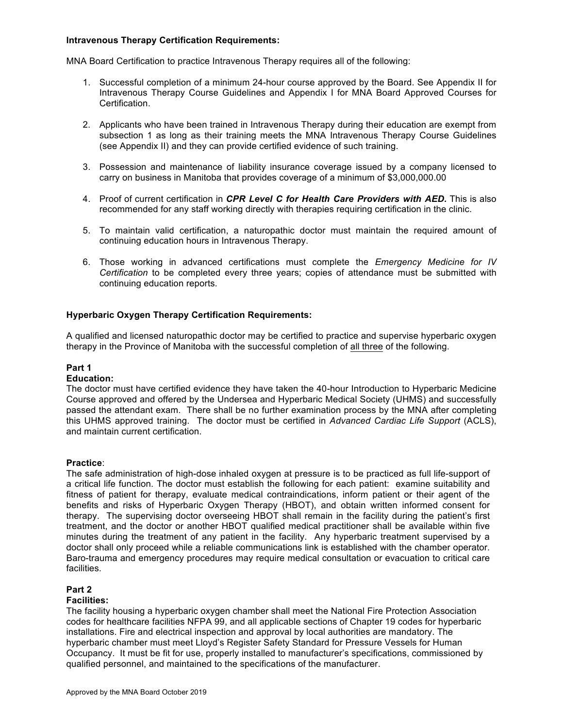**Intravenous Therapy Certification Requirements:**

MNA Board Certification to practice Intravenous Therapy requires all of the following:

1. Successful completion of a minimum 24-hour course approved by the Board. See Appendix II for Intravenous Therapy Course Guidelines and Appendix I for MNA Board Approved Courses for Certification.

2. Applicants who have been trained in Intravenous Therapy during their education are exempt from subsection 1 as long as their training meets the MNA Intravenous Therapy Course Guidelines (see Appendix II) and they can provide certified evidence of such training.

3. Possession and maintenance of liability insurance coverage issued by a company licensed to carry on business in Manitoba that provides coverage of a minimum of $3,000,000.00

4. Proof of current certification in ***CPR Level C for Health Care Providers with AED.*** This is also recommended for any staff working directly with therapies requiring certification in the clinic.

5. To maintain valid certification, a naturopathic doctor must maintain the required amount of continuing education hours in Intravenous Therapy.

6. Those working in advanced certifications must complete the *Emergency Medicine for IV Certification* to be completed every three years; copies of attendance must be submitted with continuing education reports.

**Hyperbaric Oxygen Therapy Certification Requirements:**

A qualified and licensed naturopathic doctor may be certified to practice and supervise hyperbaric oxygen therapy in the Province of Manitoba with the successful completion of all three of the following.

**Part 1**

**Education:**

The doctor must have certified evidence they have taken the 40-hour Introduction to Hyperbaric Medicine Course approved and offered by the Undersea and Hyperbaric Medical Society (UHMS) and successfully passed the attendant exam. There shall be no further examination process by the MNA after completing this UHMS approved training. The doctor must be certified in *Advanced Cardiac Life Support* (ACLS), and maintain current certification.

**Practice**:

The safe administration of high-dose inhaled oxygen at pressure is to be practiced as full life-support of a critical life function. The doctor must establish the following for each patient: examine suitability and fitness of patient for therapy, evaluate medical contraindications, inform patient or their agent of the benefits and risks of Hyperbaric Oxygen Therapy (HBOT), and obtain written informed consent for therapy. The supervising doctor overseeing HBOT shall remain in the facility during the patient's first treatment, and the doctor or another HBOT qualified medical practitioner shall be available within five minutes during the treatment of any patient in the facility. Any hyperbaric treatment supervised by a doctor shall only proceed while a reliable communications link is established with the chamber operator. Baro-trauma and emergency procedures may require medical consultation or evacuation to critical care facilities.

**Part 2**

**Facilities:**

The facility housing a hyperbaric oxygen chamber shall meet the National Fire Protection Association codes for healthcare facilities NFPA 99, and all applicable sections of Chapter 19 codes for hyperbaric installations. Fire and electrical inspection and approval by local authorities are mandatory. The hyperbaric chamber must meet Lloyd's Register Safety Standard for Pressure Vessels for Human Occupancy. It must be fit for use, properly installed to manufacturer's specifications, commissioned by qualified personnel, and maintained to the specifications of the manufacturer.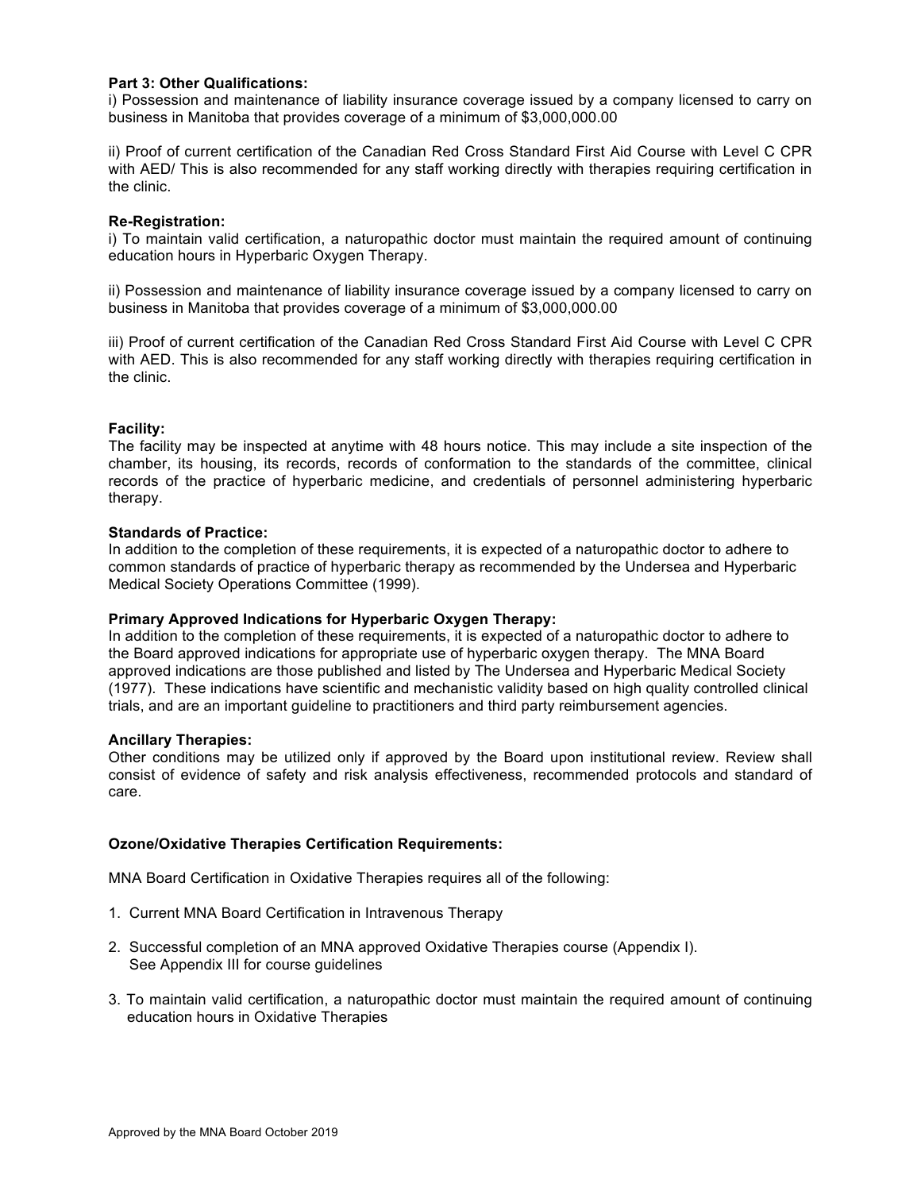**Part 3: Other Qualifications:**

i) Possession and maintenance of liability insurance coverage issued by a company licensed to carry on business in Manitoba that provides coverage of a minimum of $3,000,000.00

ii) Proof of current certification of the Canadian Red Cross Standard First Aid Course with Level C CPR with AED/ This is also recommended for any staff working directly with therapies requiring certification in the clinic.

**Re-Registration:**

i) To maintain valid certification, a naturopathic doctor must maintain the required amount of continuing education hours in Hyperbaric Oxygen Therapy.

ii) Possession and maintenance of liability insurance coverage issued by a company licensed to carry on business in Manitoba that provides coverage of a minimum of $3,000,000.00

iii) Proof of current certification of the Canadian Red Cross Standard First Aid Course with Level C CPR with AED. This is also recommended for any staff working directly with therapies requiring certification in the clinic.

**Facility:**

The facility may be inspected at anytime with 48 hours notice. This may include a site inspection of the chamber, its housing, its records, records of conformation to the standards of the committee, clinical records of the practice of hyperbaric medicine, and credentials of personnel administering hyperbaric therapy.

**Standards of Practice:**

In addition to the completion of these requirements, it is expected of a naturopathic doctor to adhere to common standards of practice of hyperbaric therapy as recommended by the Undersea and Hyperbaric Medical Society Operations Committee (1999).

**Primary Approved Indications for Hyperbaric Oxygen Therapy:**

In addition to the completion of these requirements, it is expected of a naturopathic doctor to adhere to the Board approved indications for appropriate use of hyperbaric oxygen therapy. The MNA Board approved indications are those published and listed by The Undersea and Hyperbaric Medical Society (1977). These indications have scientific and mechanistic validity based on high quality controlled clinical trials, and are an important guideline to practitioners and third party reimbursement agencies.

**Ancillary Therapies:**

Other conditions may be utilized only if approved by the Board upon institutional review. Review shall consist of evidence of safety and risk analysis effectiveness, recommended protocols and standard of care.

**Ozone/Oxidative Therapies Certification Requirements:**

MNA Board Certification in Oxidative Therapies requires all of the following:

1. Current MNA Board Certification in Intravenous Therapy
2. Successful completion of an MNA approved Oxidative Therapies course (Appendix I). See Appendix III for course guidelines
3. To maintain valid certification, a naturopathic doctor must maintain the required amount of continuing education hours in Oxidative Therapies

Approved by the MNA Board October 2019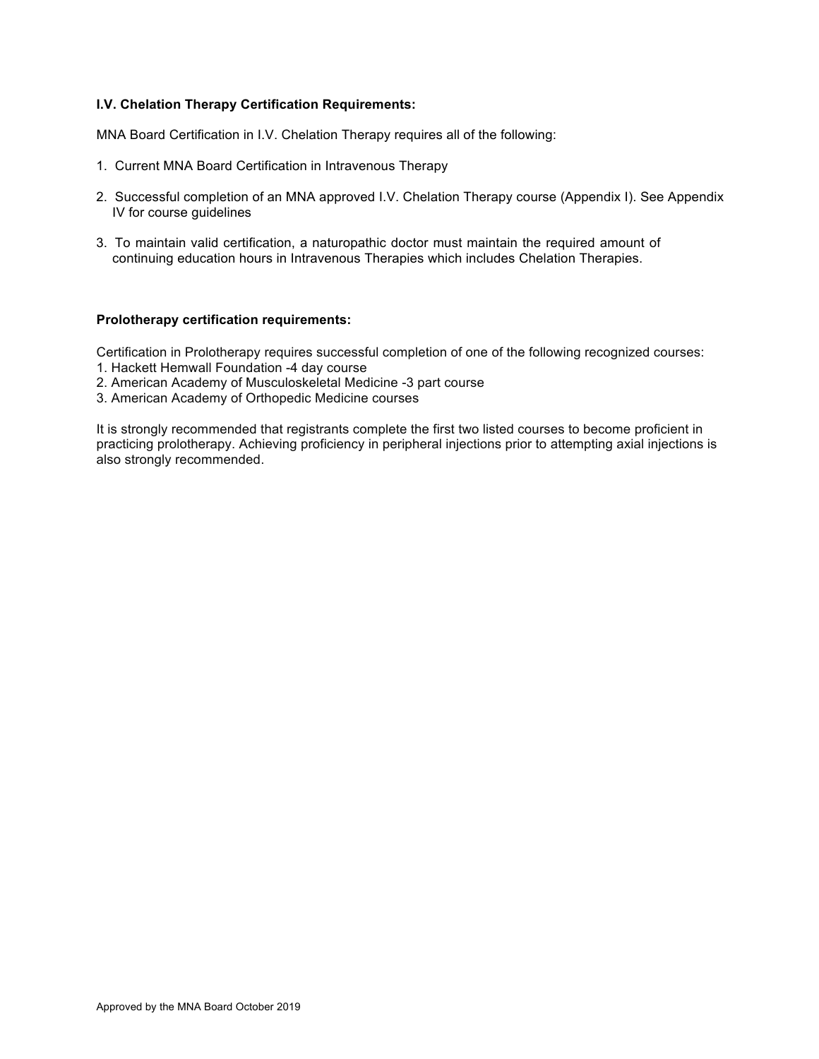**I.V. Chelation Therapy Certification Requirements:**

MNA Board Certification in I.V. Chelation Therapy requires all of the following:

1. Current MNA Board Certification in Intravenous Therapy

2. Successful completion of an MNA approved I.V. Chelation Therapy course (Appendix I). See Appendix IV for course guidelines

3. To maintain valid certification, a naturopathic doctor must maintain the required amount of continuing education hours in Intravenous Therapies which includes Chelation Therapies.

**Prolotherapy certification requirements:**

Certification in Prolotherapy requires successful completion of one of the following recognized courses:
1. Hackett Hemwall Foundation -4 day course
2. American Academy of Musculoskeletal Medicine -3 part course
3. American Academy of Orthopedic Medicine courses

It is strongly recommended that registrants complete the first two listed courses to become proficient in practicing prolotherapy. Achieving proficiency in peripheral injections prior to attempting axial injections is also strongly recommended.

Approved by the MNA Board October 2019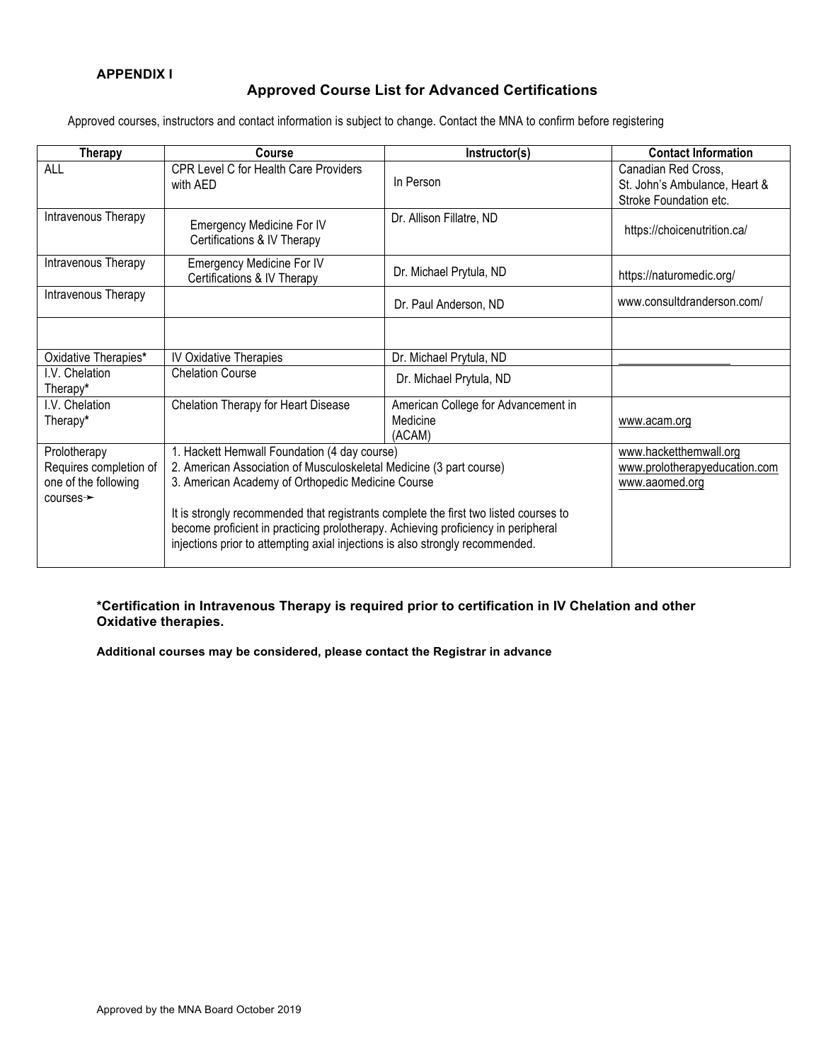**APPENDIX I**

## Approved Course List for Advanced Certifications

Approved courses, instructors and contact information is subject to change. Contact the MNA to confirm before registering

| Therapy | Course | Instructor(s) | Contact Information |
|---|---|---|---|
| ALL | CPR Level C for Health Care Providers with AED | In Person | Canadian Red Cross, St. John's Ambulance, Heart & Stroke Foundation etc. |
| Intravenous Therapy | Emergency Medicine For IV Certifications & IV Therapy | Dr. Allison Fillatre, ND | https://choicenutrition.ca/ |
| Intravenous Therapy | Emergency Medicine For IV Certifications & IV Therapy | Dr. Michael Prytula, ND | https://naturomedic.org/ |
| Intravenous Therapy | | Dr. Paul Anderson, ND | www.consultdranderson.com/ |
| | | | |
| Oxidative Therapies* | IV Oxidative Therapies | Dr. Michael Prytula, ND | ___________________ |
| I.V. Chelation Therapy* | Chelation Course | Dr. Michael Prytula, ND | |
| I.V. Chelation Therapy* | Chelation Therapy for Heart Disease | American College for Advancement in Medicine (ACAM) | www.acam.org |
| Prolotherapy Requires completion of one of the following courses ➛ | 1. Hackett Hemwall Foundation (4 day course)<br>2. American Association of Musculoskeletal Medicine (3 part course)<br>3. American Academy of Orthopedic Medicine Course<br><br>It is strongly recommended that registrants complete the first two listed courses to become proficient in practicing prolotherapy. Achieving proficiency in peripheral injections prior to attempting axial injections is also strongly recommended. | | www.hacketthemwall.org<br>www.prolotherapyeducation.com<br>www.aaomed.org |

**\*Certification in Intravenous Therapy is required prior to certification in IV Chelation and other Oxidative therapies.**

**Additional courses may be considered, please contact the Registrar in advance**

Approved by the MNA Board October 2019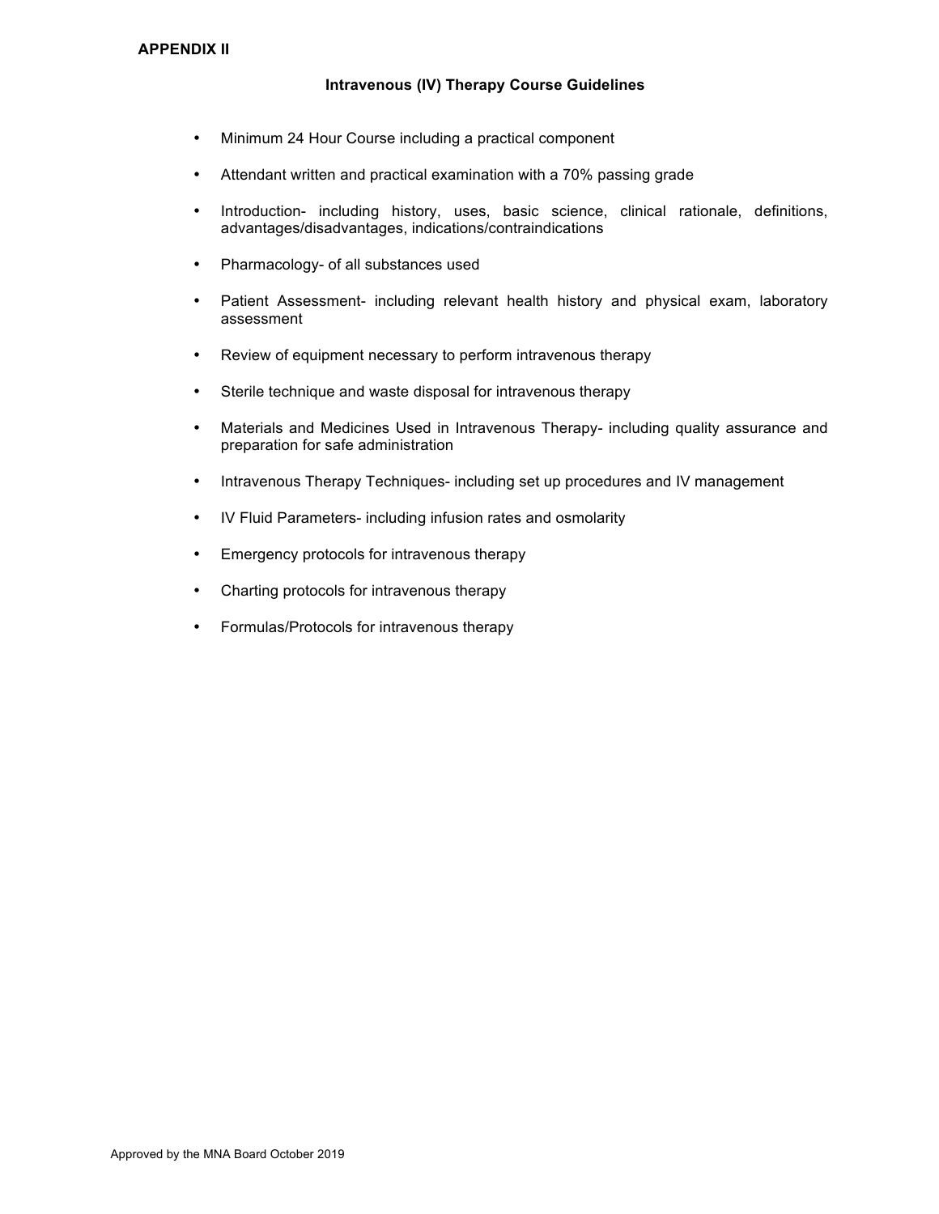**APPENDIX II**

## Intravenous (IV) Therapy Course Guidelines

- Minimum 24 Hour Course including a practical component
- Attendant written and practical examination with a 70% passing grade
- Introduction- including history, uses, basic science, clinical rationale, definitions, advantages/disadvantages, indications/contraindications
- Pharmacology- of all substances used
- Patient Assessment- including relevant health history and physical exam, laboratory assessment
- Review of equipment necessary to perform intravenous therapy
- Sterile technique and waste disposal for intravenous therapy
- Materials and Medicines Used in Intravenous Therapy- including quality assurance and preparation for safe administration
- Intravenous Therapy Techniques- including set up procedures and IV management
- IV Fluid Parameters- including infusion rates and osmolarity
- Emergency protocols for intravenous therapy
- Charting protocols for intravenous therapy
- Formulas/Protocols for intravenous therapy

Approved by the MNA Board October 2019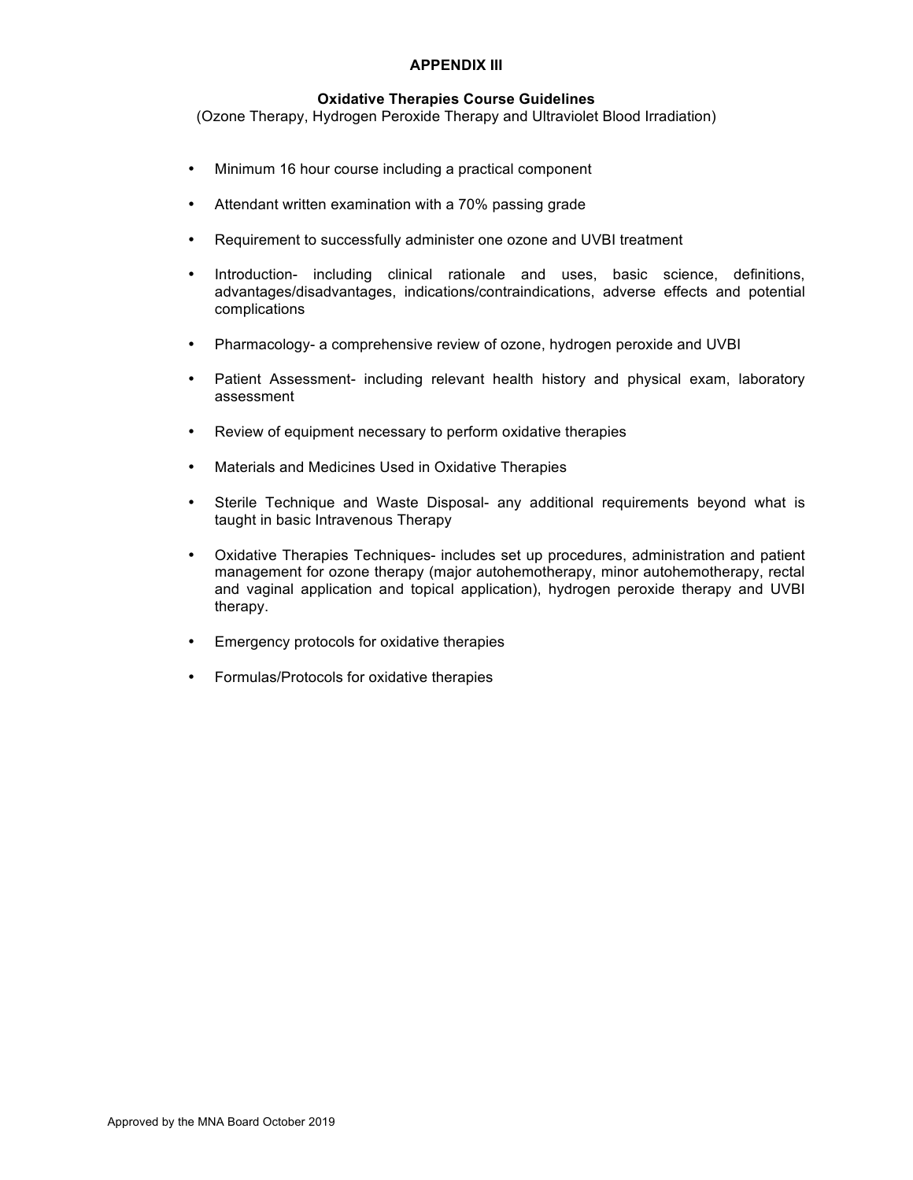# APPENDIX III

## Oxidative Therapies Course Guidelines

(Ozone Therapy, Hydrogen Peroxide Therapy and Ultraviolet Blood Irradiation)

- Minimum 16 hour course including a practical component
- Attendant written examination with a 70% passing grade
- Requirement to successfully administer one ozone and UVBI treatment
- Introduction- including clinical rationale and uses, basic science, definitions, advantages/disadvantages, indications/contraindications, adverse effects and potential complications
- Pharmacology- a comprehensive review of ozone, hydrogen peroxide and UVBI
- Patient Assessment- including relevant health history and physical exam, laboratory assessment
- Review of equipment necessary to perform oxidative therapies
- Materials and Medicines Used in Oxidative Therapies
- Sterile Technique and Waste Disposal- any additional requirements beyond what is taught in basic Intravenous Therapy
- Oxidative Therapies Techniques- includes set up procedures, administration and patient management for ozone therapy (major autohemotherapy, minor autohemotherapy, rectal and vaginal application and topical application), hydrogen peroxide therapy and UVBI therapy.
- Emergency protocols for oxidative therapies
- Formulas/Protocols for oxidative therapies

Approved by the MNA Board October 2019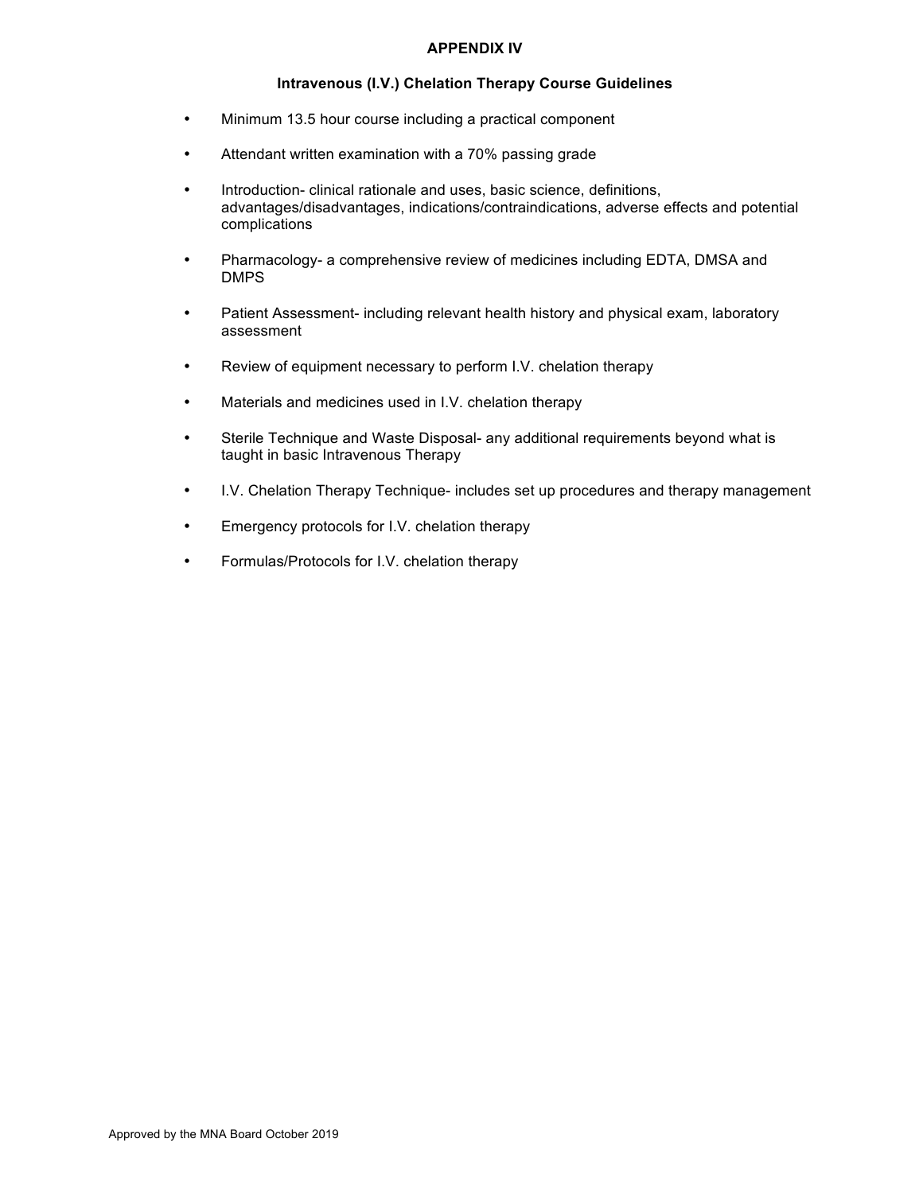# APPENDIX IV

## Intravenous (I.V.) Chelation Therapy Course Guidelines

- Minimum 13.5 hour course including a practical component
- Attendant written examination with a 70% passing grade
- Introduction- clinical rationale and uses, basic science, definitions, advantages/disadvantages, indications/contraindications, adverse effects and potential complications
- Pharmacology- a comprehensive review of medicines including EDTA, DMSA and DMPS
- Patient Assessment- including relevant health history and physical exam, laboratory assessment
- Review of equipment necessary to perform I.V. chelation therapy
- Materials and medicines used in I.V. chelation therapy
- Sterile Technique and Waste Disposal- any additional requirements beyond what is taught in basic Intravenous Therapy
- I.V. Chelation Therapy Technique- includes set up procedures and therapy management
- Emergency protocols for I.V. chelation therapy
- Formulas/Protocols for I.V. chelation therapy

Approved by the MNA Board October 2019